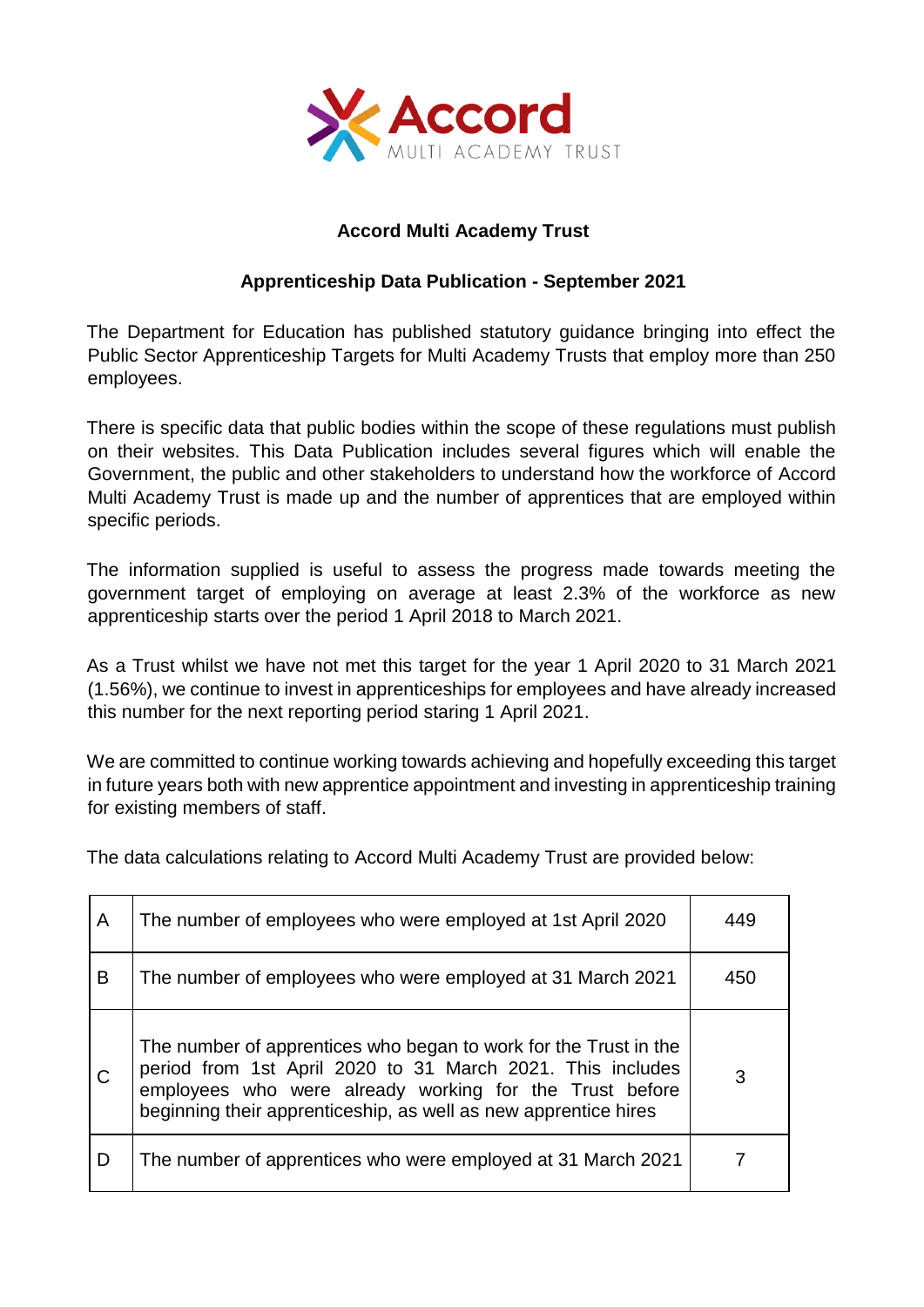Accord MULTI ACADEMY TRUST

**Accord Multi Academy Trust**

**Apprenticeship Data Publication - September 2021**

The Department for Education has published statutory guidance bringing into effect the Public Sector Apprenticeship Targets for Multi Academy Trusts that employ more than 250 employees.

There is specific data that public bodies within the scope of these regulations must publish on their websites. This Data Publication includes several figures which will enable the Government, the public and other stakeholders to understand how the workforce of Accord Multi Academy Trust is made up and the number of apprentices that are employed within specific periods.

The information supplied is useful to assess the progress made towards meeting the government target of employing on average at least 2.3% of the workforce as new apprenticeship starts over the period 1 April 2018 to March 2021.

As a Trust whilst we have not met this target for the year 1 April 2020 to 31 March 2021 (1.56%), we continue to invest in apprenticeships for employees and have already increased this number for the next reporting period staring 1 April 2021.

We are committed to continue working towards achieving and hopefully exceeding this target in future years both with new apprentice appointment and investing in apprenticeship training for existing members of staff.

The data calculations relating to Accord Multi Academy Trust are provided below:

| | | |
|---|---|---|
| A | The number of employees who were employed at 1st April 2020 | 449 |
| B | The number of employees who were employed at 31 March 2021 | 450 |
| C | The number of apprentices who began to work for the Trust in the period from 1st April 2020 to 31 March 2021. This includes employees who were already working for the Trust before beginning their apprenticeship, as well as new apprentice hires | 3 |
| D | The number of apprentices who were employed at 31 March 2021 | 7 |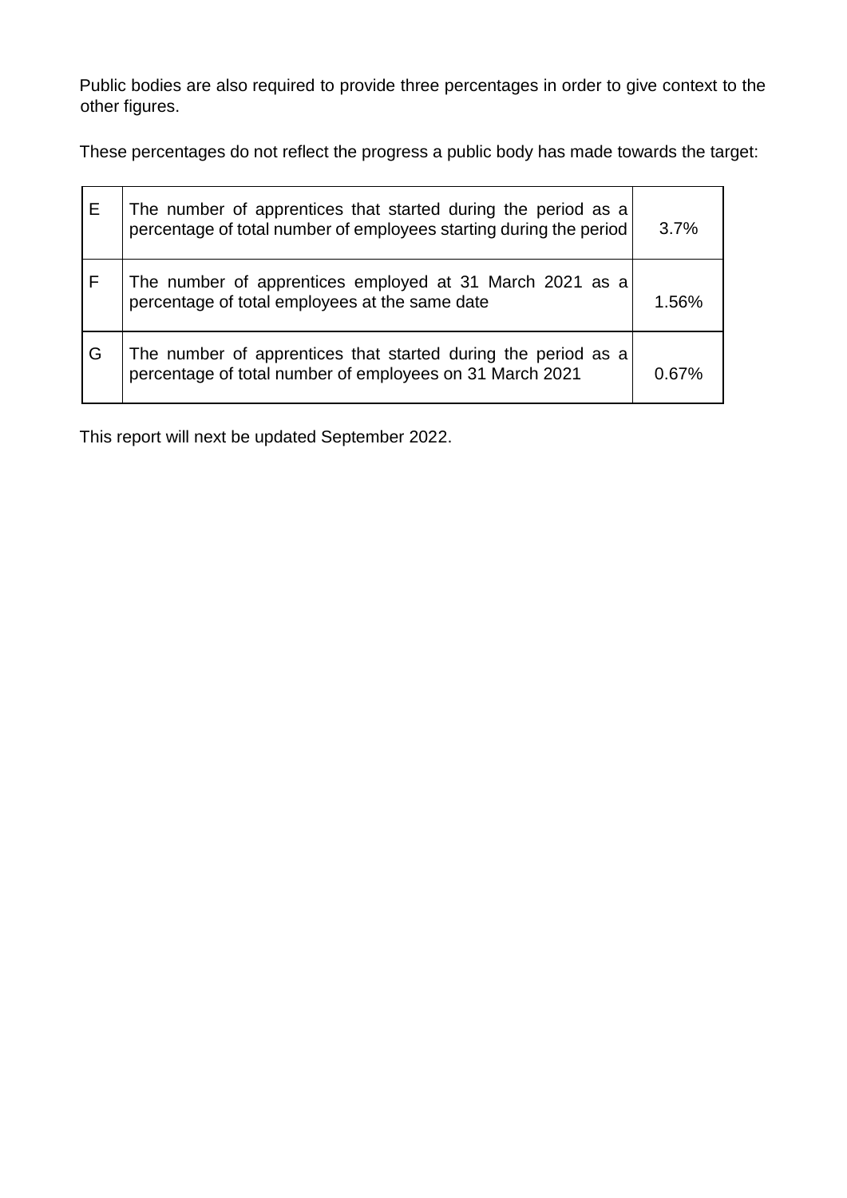Public bodies are also required to provide three percentages in order to give context to the other figures.

These percentages do not reflect the progress a public body has made towards the target:

| | | |
|---|---|---|
| E | The number of apprentices that started during the period as a percentage of total number of employees starting during the period | 3.7% |
| F | The number of apprentices employed at 31 March 2021 as a percentage of total employees at the same date | 1.56% |
| G | The number of apprentices that started during the period as a percentage of total number of employees on 31 March 2021 | 0.67% |

This report will next be updated September 2022.